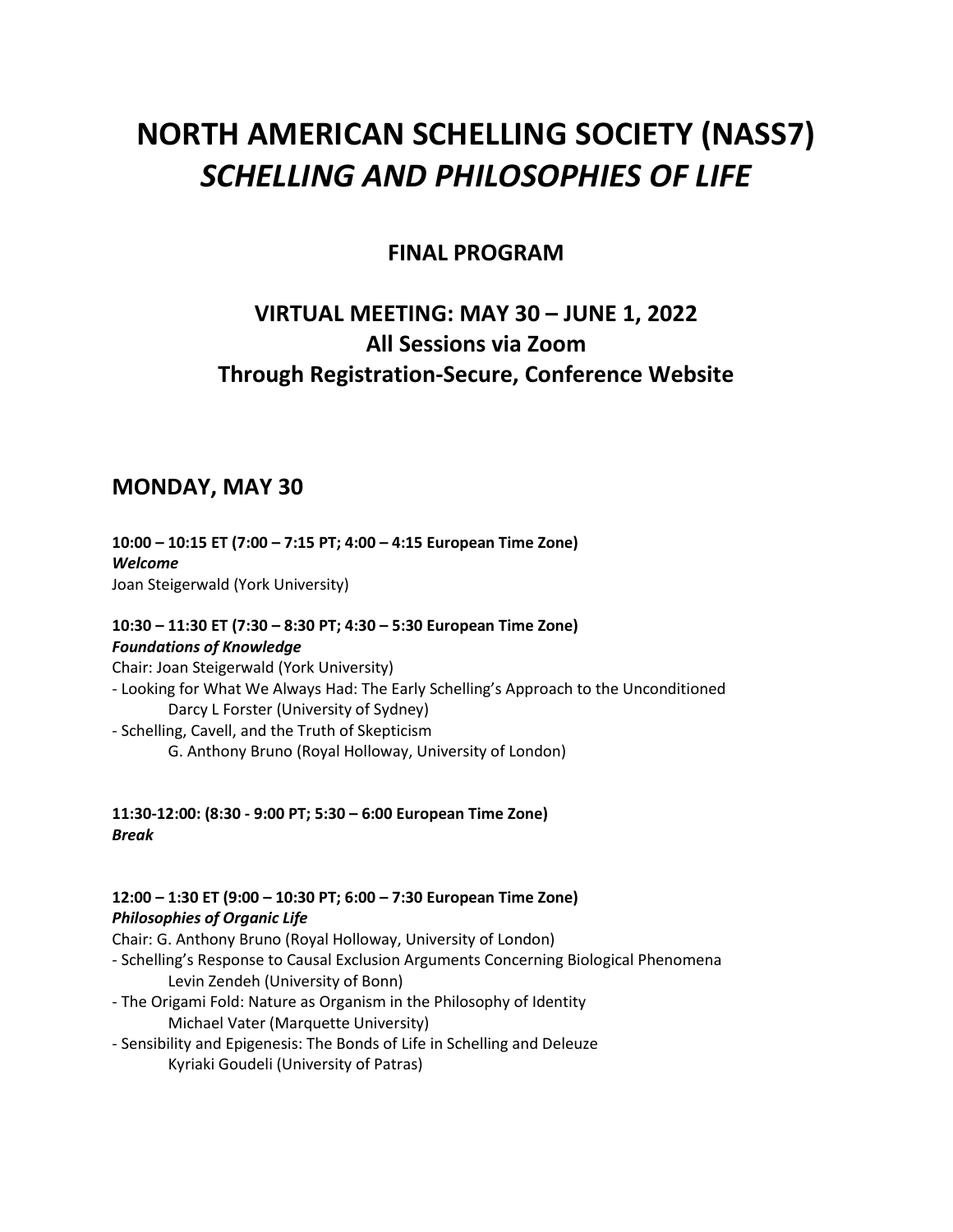# NORTH AMERICAN SCHELLING SOCIETY (NASS7)
# *SCHELLING AND PHILOSOPHIES OF LIFE*

## FINAL PROGRAM

## VIRTUAL MEETING: MAY 30 – JUNE 1, 2022
## All Sessions via Zoom
## Through Registration-Secure, Conference Website

## MONDAY, MAY 30

**10:00 – 10:15 ET (7:00 – 7:15 PT; 4:00 – 4:15 European Time Zone)**
***Welcome***
Joan Steigerwald (York University)

**10:30 – 11:30 ET (7:30 – 8:30 PT; 4:30 – 5:30 European Time Zone)**
***Foundations of Knowledge***
Chair: Joan Steigerwald (York University)
- Looking for What We Always Had: The Early Schelling's Approach to the Unconditioned
  Darcy L Forster (University of Sydney)
- Schelling, Cavell, and the Truth of Skepticism
  G. Anthony Bruno (Royal Holloway, University of London)

**11:30-12:00: (8:30 - 9:00 PT; 5:30 – 6:00 European Time Zone)**
***Break***

**12:00 – 1:30 ET (9:00 – 10:30 PT; 6:00 – 7:30 European Time Zone)**
***Philosophies of Organic Life***
Chair: G. Anthony Bruno (Royal Holloway, University of London)
- Schelling's Response to Causal Exclusion Arguments Concerning Biological Phenomena
  Levin Zendeh (University of Bonn)
- The Origami Fold: Nature as Organism in the Philosophy of Identity
  Michael Vater (Marquette University)
- Sensibility and Epigenesis: The Bonds of Life in Schelling and Deleuze
  Kyriaki Goudeli (University of Patras)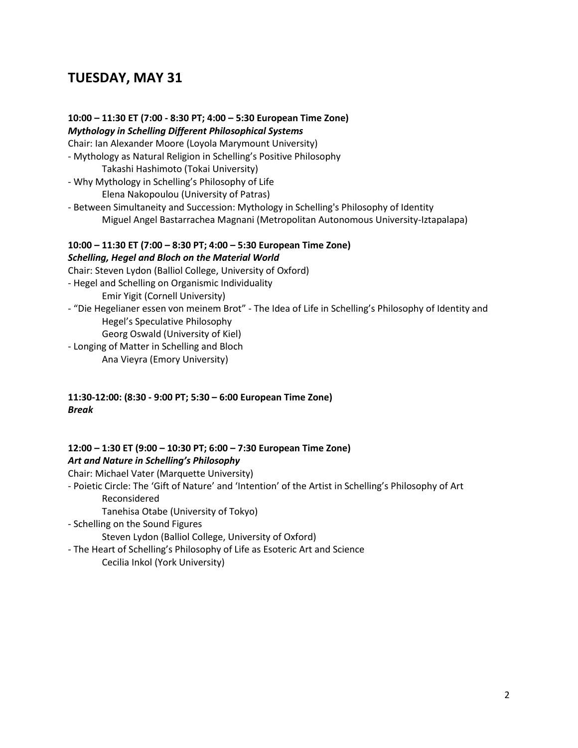# TUESDAY, MAY 31

**10:00 – 11:30 ET (7:00 - 8:30 PT; 4:00 – 5:30 European Time Zone)**
***Mythology in Schelling Different Philosophical Systems***

Chair: Ian Alexander Moore (Loyola Marymount University)

- Mythology as Natural Religion in Schelling's Positive Philosophy
  Takashi Hashimoto (Tokai University)
- Why Mythology in Schelling's Philosophy of Life
  Elena Nakopoulou (University of Patras)
- Between Simultaneity and Succession: Mythology in Schelling's Philosophy of Identity
  Miguel Angel Bastarrachea Magnani (Metropolitan Autonomous University-Iztapalapa)

**10:00 – 11:30 ET (7:00 – 8:30 PT; 4:00 – 5:30 European Time Zone)**
***Schelling, Hegel and Bloch on the Material World***

Chair: Steven Lydon (Balliol College, University of Oxford)

- Hegel and Schelling on Organismic Individuality
  Emir Yigit (Cornell University)
- "Die Hegelianer essen von meinem Brot" - The Idea of Life in Schelling's Philosophy of Identity and Hegel's Speculative Philosophy
  Georg Oswald (University of Kiel)
- Longing of Matter in Schelling and Bloch
  Ana Vieyra (Emory University)

**11:30-12:00: (8:30 - 9:00 PT; 5:30 – 6:00 European Time Zone)**
***Break***

**12:00 – 1:30 ET (9:00 – 10:30 PT; 6:00 – 7:30 European Time Zone)**
***Art and Nature in Schelling's Philosophy***

Chair: Michael Vater (Marquette University)

- Poietic Circle: The 'Gift of Nature' and 'Intention' of the Artist in Schelling's Philosophy of Art Reconsidered
  Tanehisa Otabe (University of Tokyo)
- Schelling on the Sound Figures
  Steven Lydon (Balliol College, University of Oxford)
- The Heart of Schelling's Philosophy of Life as Esoteric Art and Science
  Cecilia Inkol (York University)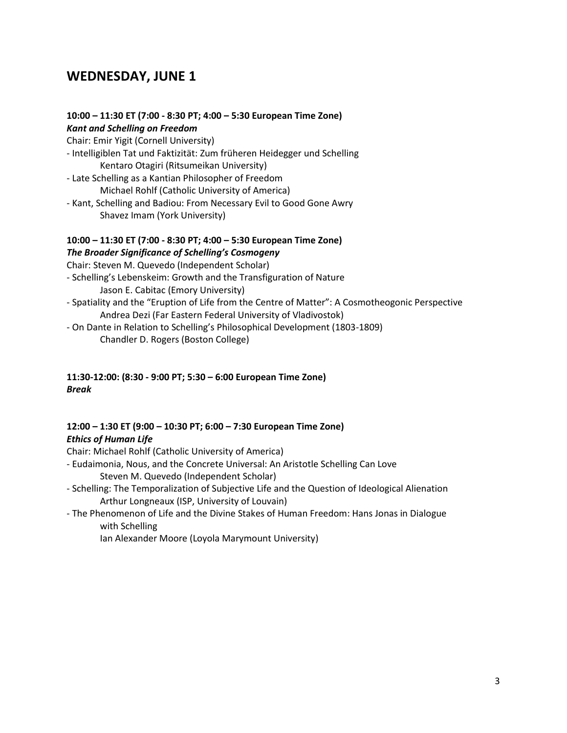## WEDNESDAY, JUNE 1

**10:00 – 11:30 ET (7:00 - 8:30 PT; 4:00 – 5:30 European Time Zone)**
***Kant and Schelling on Freedom***

Chair: Emir Yigit (Cornell University)

- Intelligiblen Tat und Faktizität: Zum früheren Heidegger und Schelling
  Kentaro Otagiri (Ritsumeikan University)
- Late Schelling as a Kantian Philosopher of Freedom
  Michael Rohlf (Catholic University of America)
- Kant, Schelling and Badiou: From Necessary Evil to Good Gone Awry
  Shavez Imam (York University)

**10:00 – 11:30 ET (7:00 - 8:30 PT; 4:00 – 5:30 European Time Zone)**
***The Broader Significance of Schelling's Cosmogeny***

Chair: Steven M. Quevedo (Independent Scholar)

- Schelling's Lebenskeim: Growth and the Transfiguration of Nature
  Jason E. Cabitac (Emory University)
- Spatiality and the "Eruption of Life from the Centre of Matter": A Cosmotheogonic Perspective
  Andrea Dezi (Far Eastern Federal University of Vladivostok)
- On Dante in Relation to Schelling's Philosophical Development (1803-1809)
  Chandler D. Rogers (Boston College)

**11:30-12:00: (8:30 - 9:00 PT; 5:30 – 6:00 European Time Zone)**
***Break***

**12:00 – 1:30 ET (9:00 – 10:30 PT; 6:00 – 7:30 European Time Zone)**
***Ethics of Human Life***

Chair: Michael Rohlf (Catholic University of America)

- Eudaimonia, Nous, and the Concrete Universal: An Aristotle Schelling Can Love
  Steven M. Quevedo (Independent Scholar)
- Schelling: The Temporalization of Subjective Life and the Question of Ideological Alienation
  Arthur Longneaux (ISP, University of Louvain)
- The Phenomenon of Life and the Divine Stakes of Human Freedom: Hans Jonas in Dialogue with Schelling
  Ian Alexander Moore (Loyola Marymount University)